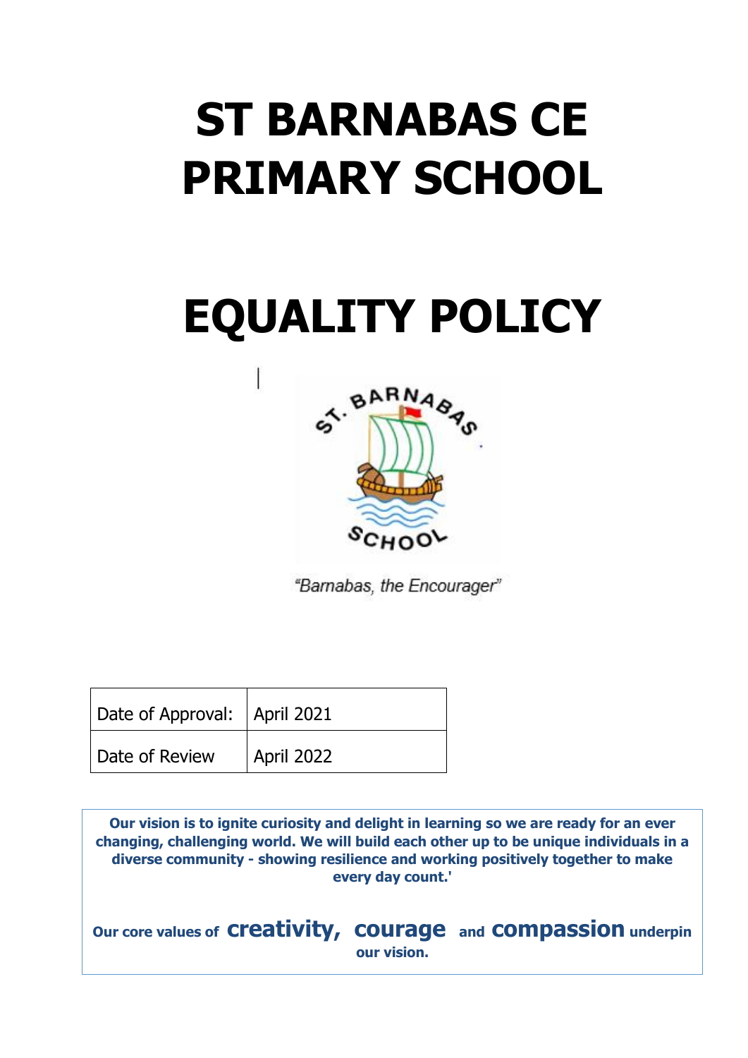# ST BARNABAS CE PRIMARY SCHOOL

# EQUALITY POLICY

"Barnabas, the Encourager"

| Date of Approval: | April 2021 |
|---|---|
| Date of Review | April 2022 |

**Our vision is to ignite curiosity and delight in learning so we are ready for an ever changing, challenging world. We will build each other up to be unique individuals in a diverse community - showing resilience and working positively together to make every day count.'**

**Our core values of creativity, courage and compassion underpin our vision.**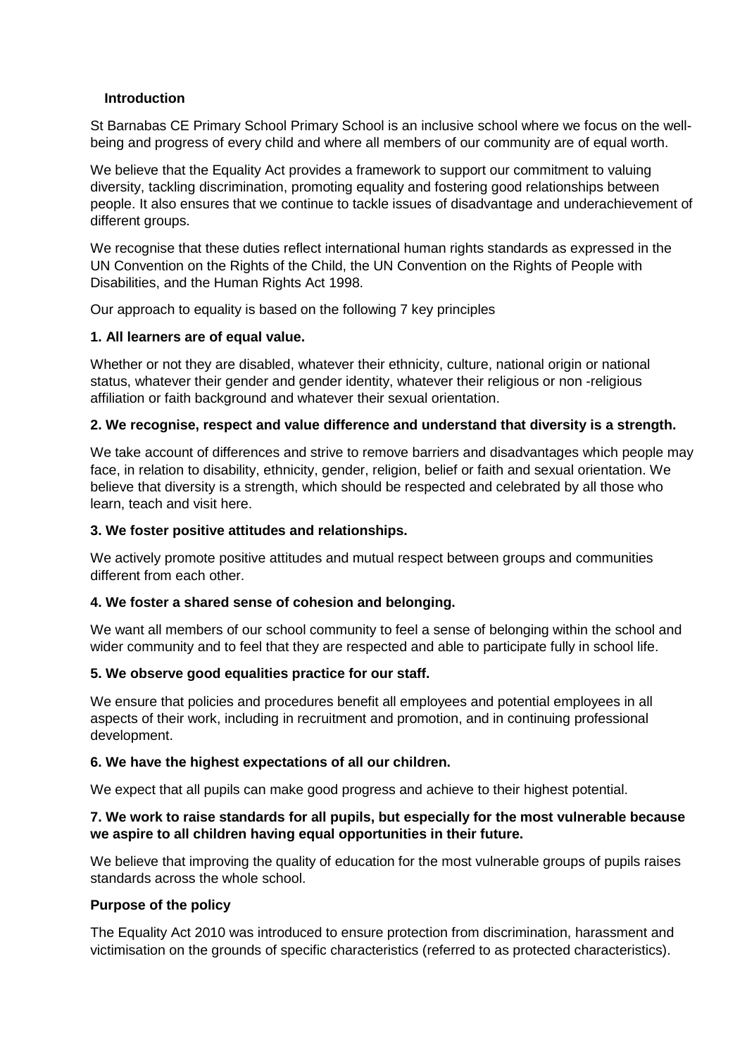## Introduction

St Barnabas CE Primary School Primary School is an inclusive school where we focus on the well-being and progress of every child and where all members of our community are of equal worth.

We believe that the Equality Act provides a framework to support our commitment to valuing diversity, tackling discrimination, promoting equality and fostering good relationships between people. It also ensures that we continue to tackle issues of disadvantage and underachievement of different groups.

We recognise that these duties reflect international human rights standards as expressed in the UN Convention on the Rights of the Child, the UN Convention on the Rights of People with Disabilities, and the Human Rights Act 1998.

Our approach to equality is based on the following 7 key principles

**1. All learners are of equal value.**

Whether or not they are disabled, whatever their ethnicity, culture, national origin or national status, whatever their gender and gender identity, whatever their religious or non -religious affiliation or faith background and whatever their sexual orientation.

**2. We recognise, respect and value difference and understand that diversity is a strength.**

We take account of differences and strive to remove barriers and disadvantages which people may face, in relation to disability, ethnicity, gender, religion, belief or faith and sexual orientation. We believe that diversity is a strength, which should be respected and celebrated by all those who learn, teach and visit here.

**3. We foster positive attitudes and relationships.**

We actively promote positive attitudes and mutual respect between groups and communities different from each other.

**4. We foster a shared sense of cohesion and belonging.**

We want all members of our school community to feel a sense of belonging within the school and wider community and to feel that they are respected and able to participate fully in school life.

**5. We observe good equalities practice for our staff.**

We ensure that policies and procedures benefit all employees and potential employees in all aspects of their work, including in recruitment and promotion, and in continuing professional development.

**6. We have the highest expectations of all our children.**

We expect that all pupils can make good progress and achieve to their highest potential.

**7. We work to raise standards for all pupils, but especially for the most vulnerable because we aspire to all children having equal opportunities in their future.**

We believe that improving the quality of education for the most vulnerable groups of pupils raises standards across the whole school.

## Purpose of the policy

The Equality Act 2010 was introduced to ensure protection from discrimination, harassment and victimisation on the grounds of specific characteristics (referred to as protected characteristics).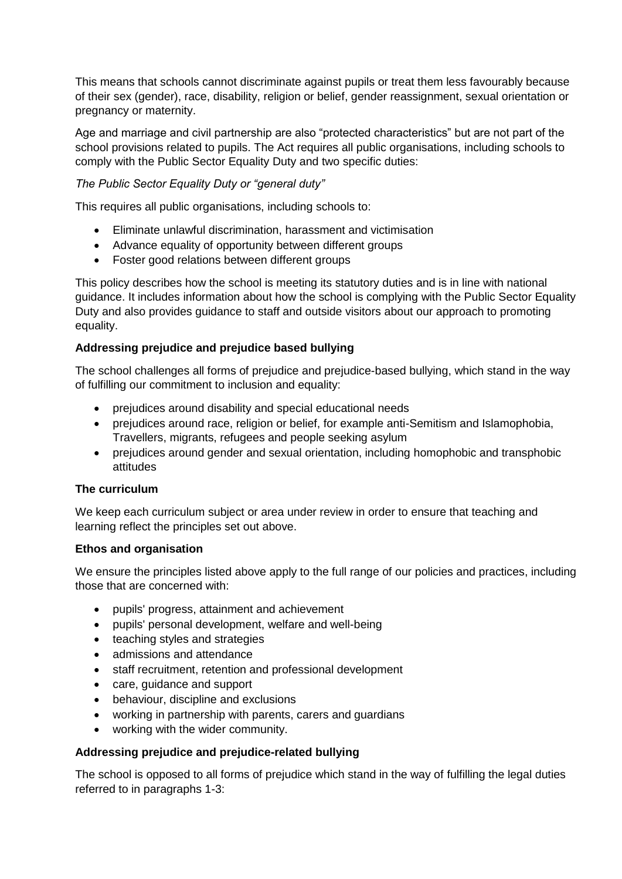This means that schools cannot discriminate against pupils or treat them less favourably because of their sex (gender), race, disability, religion or belief, gender reassignment, sexual orientation or pregnancy or maternity.

Age and marriage and civil partnership are also “protected characteristics” but are not part of the school provisions related to pupils. The Act requires all public organisations, including schools to comply with the Public Sector Equality Duty and two specific duties:

*The Public Sector Equality Duty or “general duty”*

This requires all public organisations, including schools to:

- Eliminate unlawful discrimination, harassment and victimisation
- Advance equality of opportunity between different groups
- Foster good relations between different groups

This policy describes how the school is meeting its statutory duties and is in line with national guidance. It includes information about how the school is complying with the Public Sector Equality Duty and also provides guidance to staff and outside visitors about our approach to promoting equality.

**Addressing prejudice and prejudice based bullying**

The school challenges all forms of prejudice and prejudice-based bullying, which stand in the way of fulfilling our commitment to inclusion and equality:

- prejudices around disability and special educational needs
- prejudices around race, religion or belief, for example anti-Semitism and Islamophobia, Travellers, migrants, refugees and people seeking asylum
- prejudices around gender and sexual orientation, including homophobic and transphobic attitudes

**The curriculum**

We keep each curriculum subject or area under review in order to ensure that teaching and learning reflect the principles set out above.

**Ethos and organisation**

We ensure the principles listed above apply to the full range of our policies and practices, including those that are concerned with:

- pupils' progress, attainment and achievement
- pupils' personal development, welfare and well-being
- teaching styles and strategies
- admissions and attendance
- staff recruitment, retention and professional development
- care, guidance and support
- behaviour, discipline and exclusions
- working in partnership with parents, carers and guardians
- working with the wider community.

**Addressing prejudice and prejudice-related bullying**

The school is opposed to all forms of prejudice which stand in the way of fulfilling the legal duties referred to in paragraphs 1-3: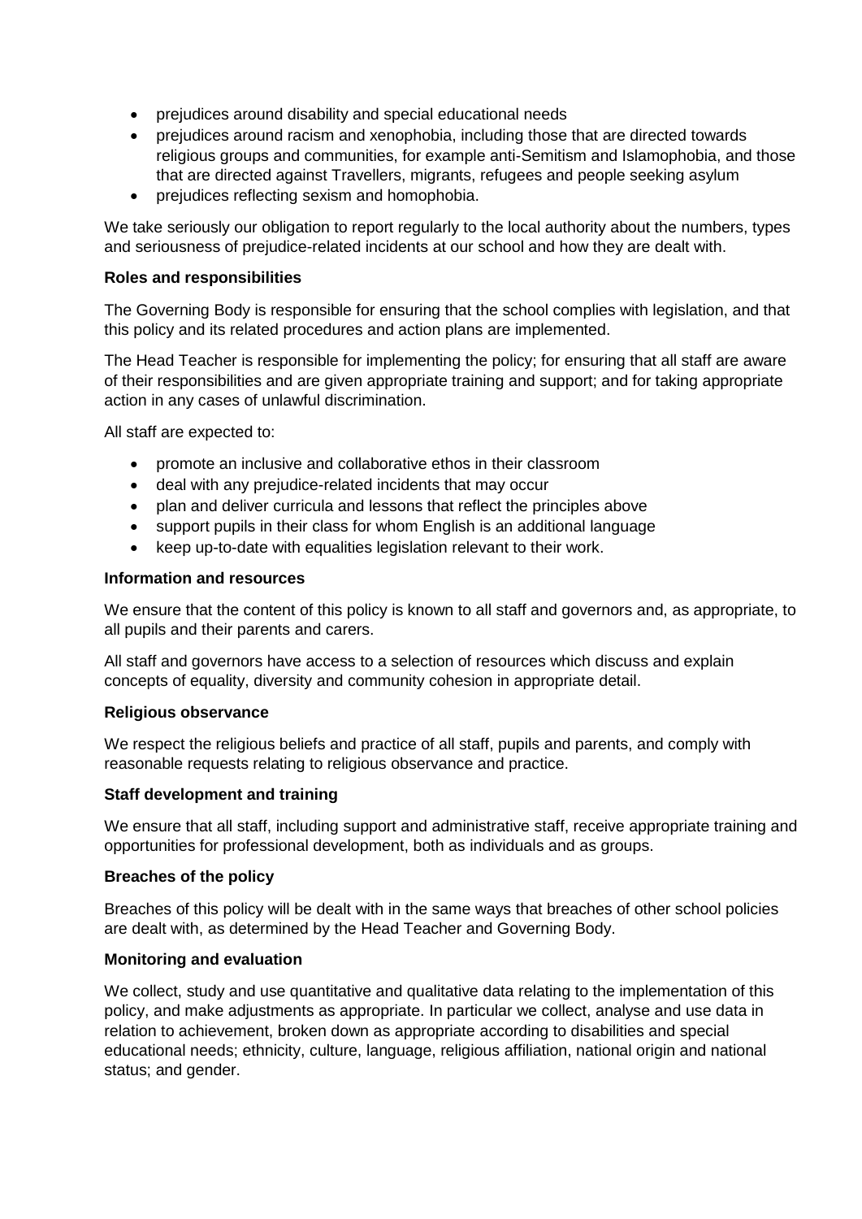- prejudices around disability and special educational needs
- prejudices around racism and xenophobia, including those that are directed towards religious groups and communities, for example anti-Semitism and Islamophobia, and those that are directed against Travellers, migrants, refugees and people seeking asylum
- prejudices reflecting sexism and homophobia.

We take seriously our obligation to report regularly to the local authority about the numbers, types and seriousness of prejudice-related incidents at our school and how they are dealt with.

**Roles and responsibilities**

The Governing Body is responsible for ensuring that the school complies with legislation, and that this policy and its related procedures and action plans are implemented.

The Head Teacher is responsible for implementing the policy; for ensuring that all staff are aware of their responsibilities and are given appropriate training and support; and for taking appropriate action in any cases of unlawful discrimination.

All staff are expected to:

- promote an inclusive and collaborative ethos in their classroom
- deal with any prejudice-related incidents that may occur
- plan and deliver curricula and lessons that reflect the principles above
- support pupils in their class for whom English is an additional language
- keep up-to-date with equalities legislation relevant to their work.

**Information and resources**

We ensure that the content of this policy is known to all staff and governors and, as appropriate, to all pupils and their parents and carers.

All staff and governors have access to a selection of resources which discuss and explain concepts of equality, diversity and community cohesion in appropriate detail.

**Religious observance**

We respect the religious beliefs and practice of all staff, pupils and parents, and comply with reasonable requests relating to religious observance and practice.

**Staff development and training**

We ensure that all staff, including support and administrative staff, receive appropriate training and opportunities for professional development, both as individuals and as groups.

**Breaches of the policy**

Breaches of this policy will be dealt with in the same ways that breaches of other school policies are dealt with, as determined by the Head Teacher and Governing Body.

**Monitoring and evaluation**

We collect, study and use quantitative and qualitative data relating to the implementation of this policy, and make adjustments as appropriate. In particular we collect, analyse and use data in relation to achievement, broken down as appropriate according to disabilities and special educational needs; ethnicity, culture, language, religious affiliation, national origin and national status; and gender.